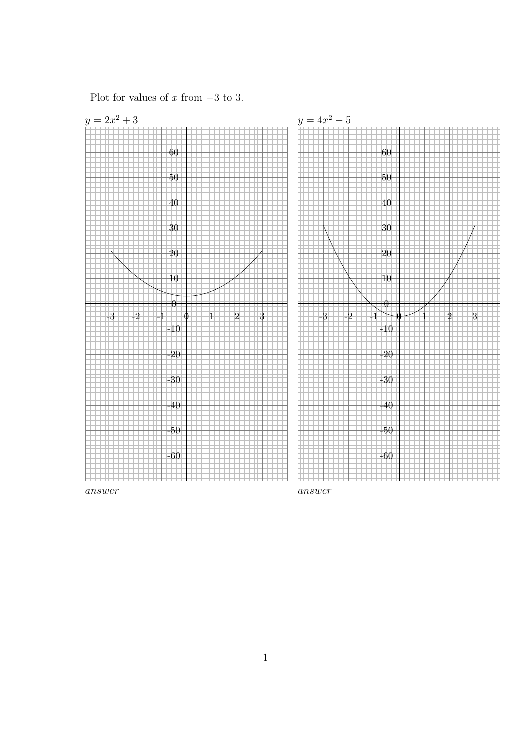Plot for values of $x$ from $-3$ to 3.

$y = 2x^2 + 3$

*answer*

$y = 4x^2 - 5$

*answer*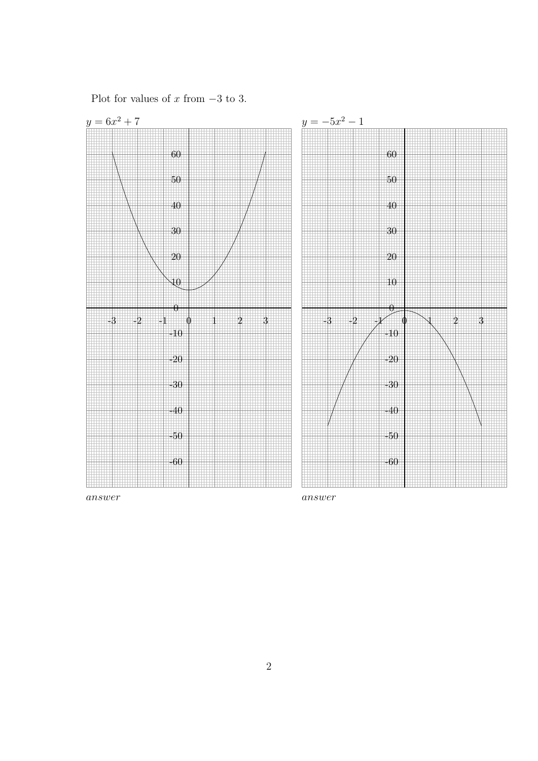Plot for values of $x$ from $-3$ to 3.

$y = 6x^2 + 7$

*answer*

$y = -5x^2 - 1$

*answer*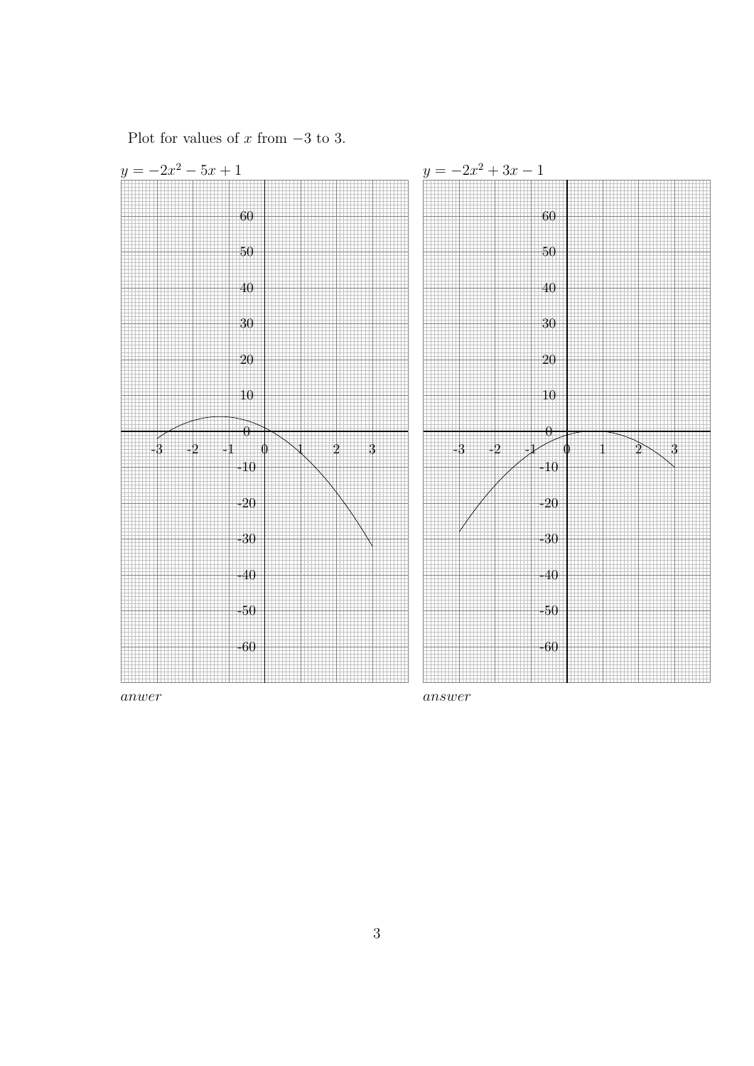Plot for values of $x$ from $-3$ to $3$.

$y = -2x^2 - 5x + 1$

*anwer*

$y = -2x^2 + 3x - 1$

*answer*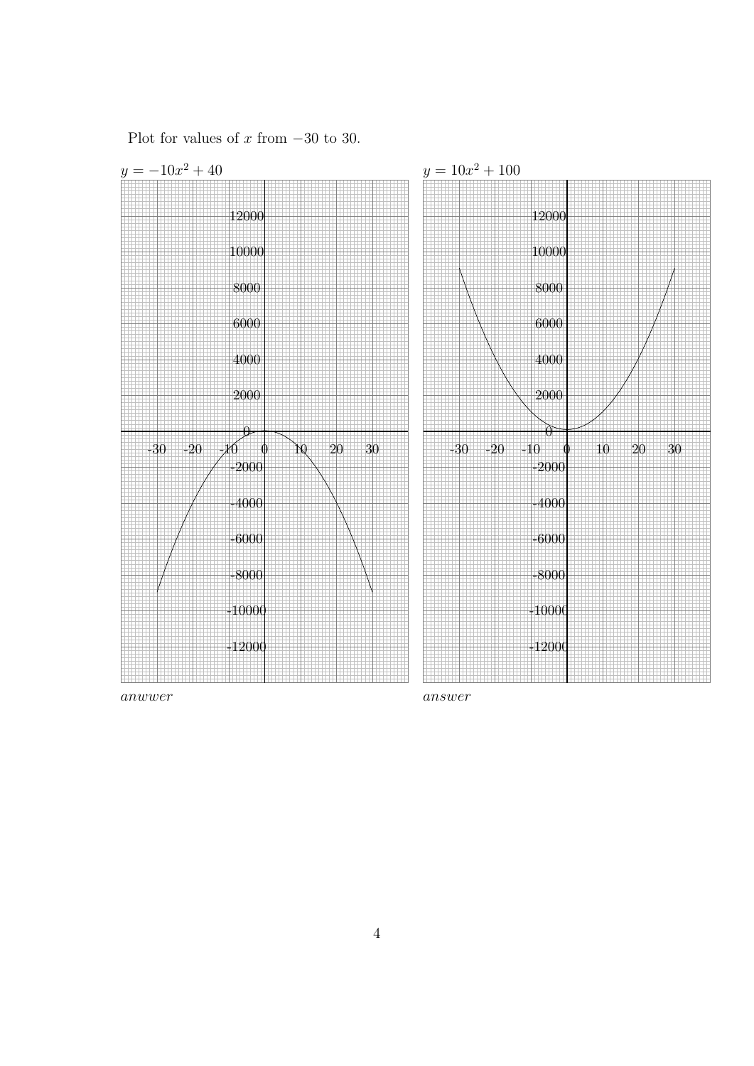Plot for values of $x$ from $-30$ to 30.

$y = -10x^2 + 40$

*anwwer*

$y = 10x^2 + 100$

*answer*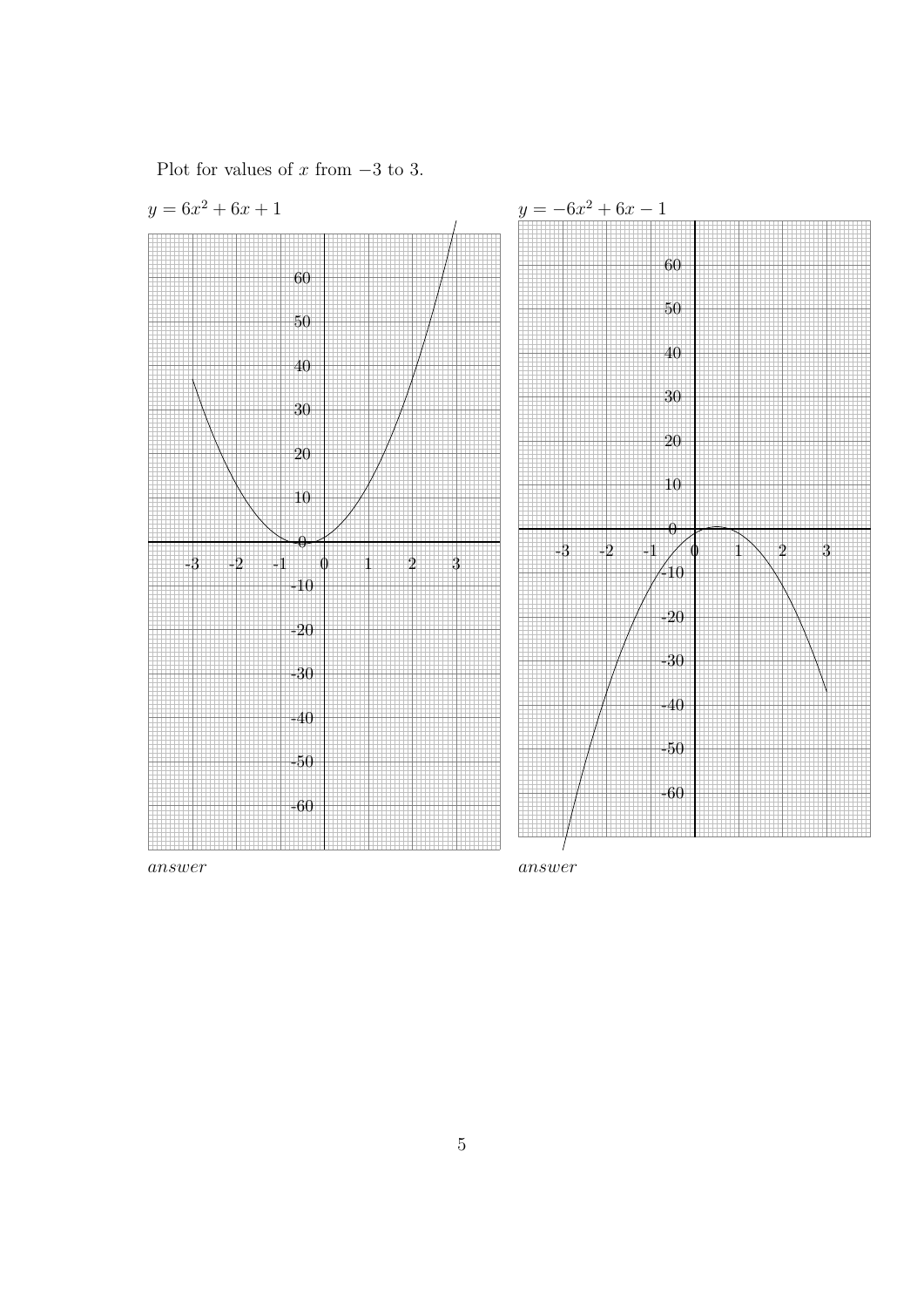Plot for values of $x$ from $-3$ to 3.

$y = 6x^2 + 6x + 1$

*answer*

$y = -6x^2 + 6x - 1$

*answer*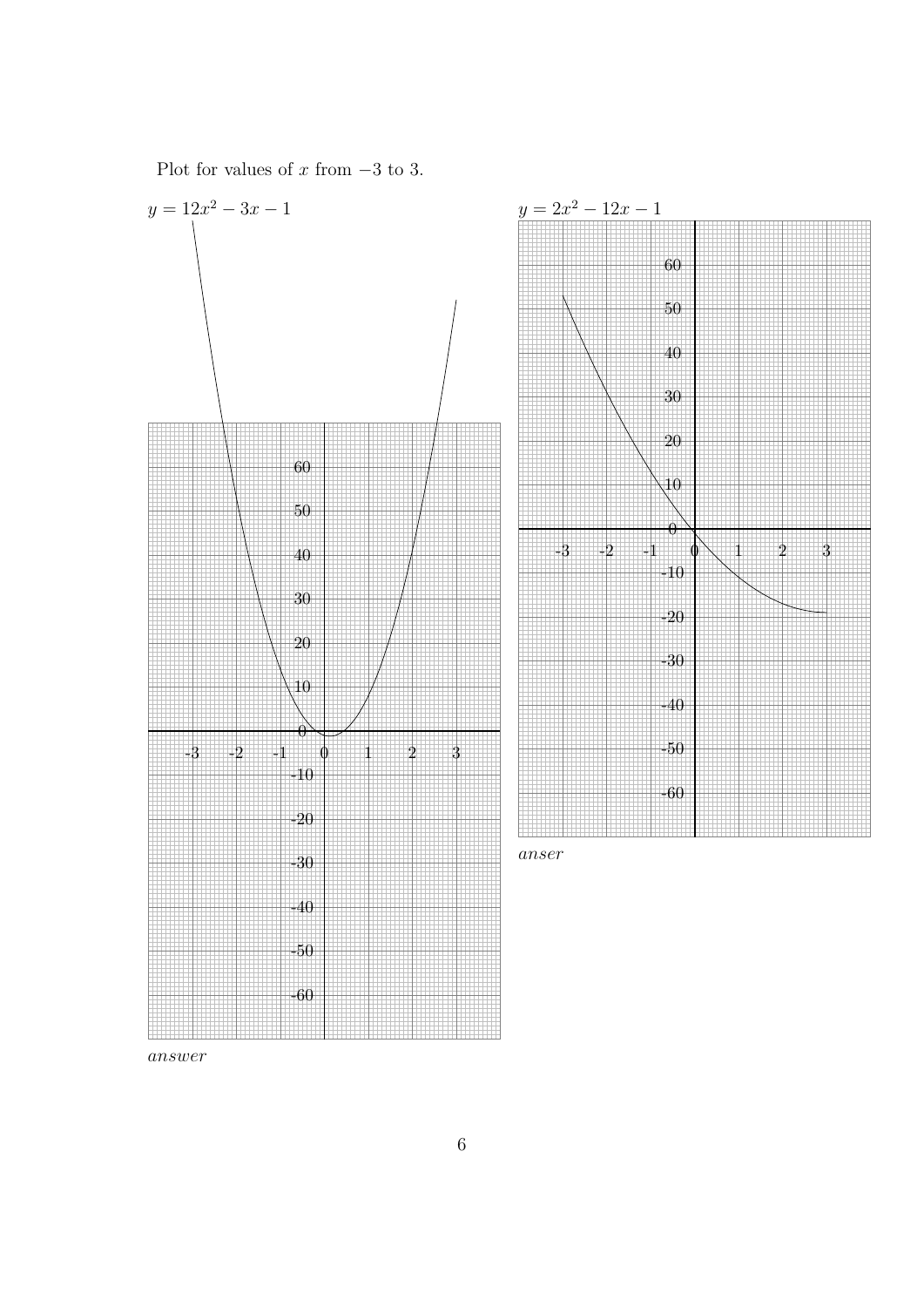Plot for values of $x$ from $-3$ to $3$.

$y = 12x^2 - 3x - 1$

60
50
40
30
20
10
0
-3 -2 -1 0 1 2 3
-10
-20
-30
-40
-50
-60

*answer*

$y = 2x^2 - 12x - 1$

60
50
40
30
20
10
0
-3 -2 -1 0 1 2 3
-10
-20
-30
-40
-50
-60

*anser*